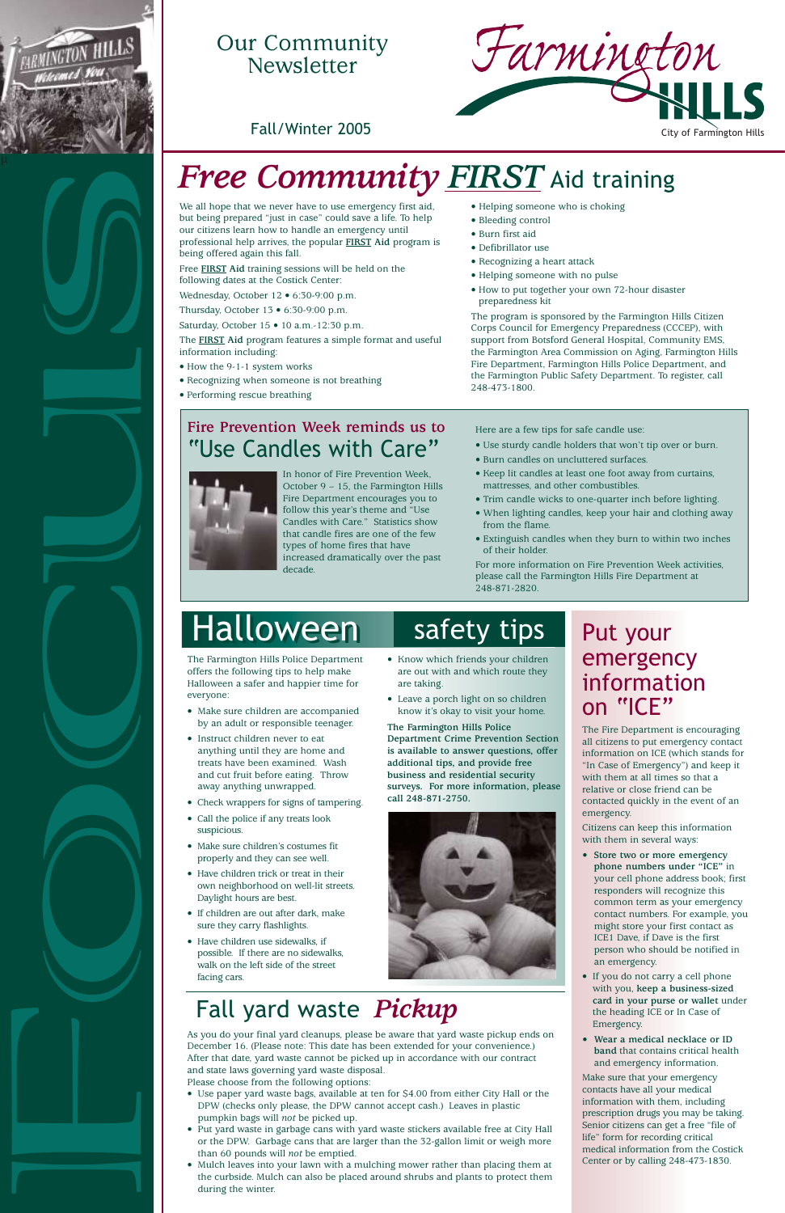Our Community Newsletter

Fall/Winter 2005

Farmington HILLS

City of Farmington Hills

# *Free Community* ***FIRST*** Aid training

We all hope that we never have to use emergency first aid, but being prepared "just in case" could save a life. To help our citizens learn how to handle an emergency until professional help arrives, the popular **FIRST Aid** program is being offered again this fall.

Free **FIRST Aid** training sessions will be held on the following dates at the Costick Center:

Wednesday, October 12 • 6:30-9:00 p.m.

Thursday, October 13 • 6:30-9:00 p.m.

Saturday, October 15 • 10 a.m.-12:30 p.m.

The **FIRST Aid** program features a simple format and useful information including:

- How the 9-1-1 system works
- Recognizing when someone is not breathing
- Performing rescue breathing
- Helping someone who is choking
- Bleeding control
- Burn first aid
- Defibrillator use
- Recognizing a heart attack
- Helping someone with no pulse
- How to put together your own 72-hour disaster preparedness kit

The program is sponsored by the Farmington Hills Citizen Corps Council for Emergency Preparedness (CCCEP), with support from Botsford General Hospital, Community EMS, the Farmington Area Commission on Aging, Farmington Hills Fire Department, Farmington Hills Police Department, and the Farmington Public Safety Department. To register, call 248-473-1800.

## Fire Prevention Week reminds us to "Use Candles with Care"

In honor of Fire Prevention Week, October 9 – 15, the Farmington Hills Fire Department encourages you to follow this year's theme and "Use Candles with Care." Statistics show that candle fires are one of the few types of home fires that have increased dramatically over the past decade.

Here are a few tips for safe candle use:

- Use sturdy candle holders that won't tip over or burn.
- Burn candles on uncluttered surfaces.
- Keep lit candles at least one foot away from curtains, mattresses, and other combustibles.
- Trim candle wicks to one-quarter inch before lighting.
- When lighting candles, keep your hair and clothing away from the flame.
- Extinguish candles when they burn to within two inches of their holder.

For more information on Fire Prevention Week activities, please call the Farmington Hills Fire Department at 248-871-2820.

## Halloween safety tips

The Farmington Hills Police Department offers the following tips to help make Halloween a safer and happier time for everyone:

- Make sure children are accompanied by an adult or responsible teenager.
- Instruct children never to eat anything until they are home and treats have been examined. Wash and cut fruit before eating. Throw away anything unwrapped.
- Check wrappers for signs of tampering.
- Call the police if any treats look suspicious.
- Make sure children's costumes fit properly and they can see well.
- Have children trick or treat in their own neighborhood on well-lit streets. Daylight hours are best.
- If children are out after dark, make sure they carry flashlights.
- Have children use sidewalks, if possible. If there are no sidewalks, walk on the left side of the street facing cars.
- Know which friends your children are out with and which route they are taking.
- Leave a porch light on so children know it's okay to visit your home.

**The Farmington Hills Police Department Crime Prevention Section is available to answer questions, offer additional tips, and provide free business and residential security surveys. For more information, please call 248-871-2750.**

## Put your emergency information on "ICE"

The Fire Department is encouraging all citizens to put emergency contact information on ICE (which stands for "In Case of Emergency" and keep it with them at all times so that a relative or close friend can be contacted quickly in the event of an emergency.

Citizens can keep this information with them in several ways:

- **Store two or more emergency phone numbers under "ICE"** in your cell phone address book; first responders will recognize this common term as your emergency contact numbers. For example, you might store your first contact as ICE1 Dave, if Dave is the first person who should be notified in an emergency.
- If you do not carry a cell phone with you, **keep a business-sized card in your purse or wallet** under the heading ICE or In Case of Emergency.
- **Wear a medical necklace or ID band** that contains critical health and emergency information.

Make sure that your emergency contacts have all your medical information with them, including prescription drugs you may be taking. Senior citizens can get a free "file of life" form for recording critical medical information from the Costick Center or by calling 248-473-1830.

## Fall yard waste *Pickup*

As you do your final yard cleanups, please be aware that yard waste pickup ends on December 16. (Please note: This date has been extended for your convenience.) After that date, yard waste cannot be picked up in accordance with our contract and state laws governing yard waste disposal.

Please choose from the following options:

- Use paper yard waste bags, available at ten for $4.00 from either City Hall or the DPW (checks only please, the DPW cannot accept cash.) Leaves in plastic pumpkin bags will *not* be picked up.
- Put yard waste in garbage cans with yard waste stickers available free at City Hall or the DPW. Garbage cans that are larger than the 32-gallon limit or weigh more than 60 pounds will *not* be emptied.
- Mulch leaves into your lawn with a mulching mower rather than placing them at the curbside. Mulch can also be placed around shrubs and plants to protect them during the winter.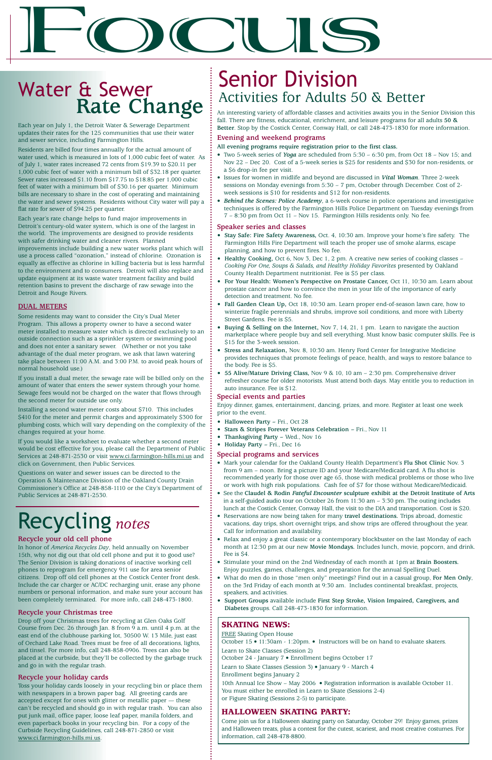# FOCUS

## Water & Sewer Rate Change

Each year on July 1, the Detroit Water & Sewerage Department updates their rates for the 125 communities that use their water and sewer service, including Farmington Hills.

Residents are billed four times annually for the actual amount of water used, which is measured in lots of 1,000 cubic feet of water. As of July 1, water rates increased 72 cents from $19.39 to $20.11 per 1,000 cubic feet of water with a minimum bill of $32.18 per quarter. Sewer rates increased $1.10 from $17.75 to $18.85 per 1,000 cubic feet of water with a minimum bill of $30.16 per quarter. Minimum bills are necessary to share in the cost of operating and maintaining the water and sewer systems. Residents without City water will pay a flat rate for sewer of $94.25 per quarter.

Each year's rate change helps to fund major improvements in Detroit's century-old water system, which is one of the largest in the world. The improvements are designed to provide residents with safer drinking water and cleaner rivers. Planned improvements include building a new water works plant which will use a process called "ozonation," instead of chlorine. Ozonation is equally as effective as chlorine in killing bacteria but is less harmful to the environment and to consumers. Detroit will also replace and update equipment at its waste water treatment facility and build retention basins to prevent the discharge of raw sewage into the Detroit and Rouge Rivers.

### DUAL METERS

Some residents may want to consider the City's Dual Meter Program. This allows a property owner to have a second water meter installed to measure water which is directed exclusively to an outside connection such as a sprinkler system or swimming pool and does not enter a sanitary sewer. (Whether or not you take advantage of the dual meter program, we ask that lawn watering take place between 11:00 A.M. and 3:00 P.M. to avoid peak hours of normal household use.)

If you install a dual meter, the sewage rate will be billed only on the amount of water that enters the sewer system through your home. Sewage fees would not be charged on the water that flows through the second meter for outside use only.

Installing a second water meter costs about $710. This includes $410 for the meter and permit charges and approximately $300 for plumbing costs, which will vary depending on the complexity of the changes required at your home.

If you would like a worksheet to evaluate whether a second meter would be cost effective for you, please call the Department of Public Services at 248-871-2530 or visit www.ci.farmington-hills.mi.us and click on Government, then Public Services.

Questions on water and sewer issues can be directed to the Operation & Maintenance Division of the Oakland County Drain Commissioner's Office at 248-858-1110 or the City's Department of Public Services at 248-871-2530.

## Recycling *notes*

### Recycle your old cell phone

In honor of *America Recycles Day*, held annually on November 15th, why not dig out that old cell phone and put it to good use? The Senior Division is taking donations of inactive working cell phones to reprogram for emergency 911 use for area senior citizens. Drop off old cell phones at the Costick Center front desk. Include the car charger or AC/DC recharging unit, erase any phone numbers or personal information, and make sure your account has been completely terminated. For more info, call 248-473-1800.

### Recycle your Christmas tree

Drop off your Christmas trees for recycling at Glen Oaks Golf Course from Dec. 26 through Jan. 8 from 9 a.m. until 4 p.m. at the east end of the clubhouse parking lot, 30500 W. 13 Mile, just east of Orchard Lake Road. Trees must be free of all decorations, lights, and tinsel. For more info, call 248-858-0906. Trees can also be placed at the curbside, but they'll be collected by the garbage truck and go in with the regular trash.

### Recycle your holiday cards

Toss your holiday cards loosely in your recycling bin or place them with newspapers in a brown paper bag. All greeting cards are accepted except for ones with glitter or metallic paper — these can't be recycled and should go in with regular trash. You can also put junk mail, office paper, loose leaf paper, manila folders, and even paperback books in your recycling bin. For a copy of the Curbside Recycling Guidelines, call 248-871-2850 or visit www.ci.farmington-hills.mi.us.

## Senior Division
### Activities for Adults 50 & Better

An interesting variety of affordable classes and activities awaits you in the Senior Division this fall. There are fitness, educational, enrichment, and leisure programs for all adults **50 & Better**. Stop by the Costick Center, Conway Hall, or call 248-473-1830 for more information.

### Evening and weekend programs

**All evening programs require registration prior to the first class.**

- Two 5-week series of ***Yoga*** are scheduled from 5:30 – 6:30 pm, from Oct 18 – Nov 15; and Nov 22 – Dec 20. Cost of a 5-week series is $25 for residents and $30 for non-residents, or a $6 drop-in fee per visit.
- Issues for women in midlife and beyond are discussed in ***Vital Woman***. Three 2-week sessions on Monday evenings from 5:30 – 7 pm, October through December. Cost of 2-week sessions is $10 for residents and $12 for non-residents.
- ***Behind the Scenes: Police Academy***, a 6-week course in police operations and investigative techniques is offered by the Farmington Hills Police Department on Tuesday evenings from 7 – 8:30 pm from Oct 11 – Nov 15. Farmington Hills residents only. No fee.

### Speaker series and classes

- **Stay Safe: Fire Safety Awareness,** Oct. 4, 10:30 am. Improve your home's fire safety. The Farmington Hills Fire Department will teach the proper use of smoke alarms, escape planning, and how to prevent fires. No fee.
- **Healthy Cooking,** Oct 6, Nov 3, Dec 1, 2 pm. A creative new series of cooking classes – *Cooking For One, Soups & Salads, and Healthy Holiday Favorites* presented by Oakland County Health Department nutritionist. Fee is $5 per class.
- **For Your Health: Women's Perspective on Prostate Cancer,** Oct 11, 10:30 am. Learn about prostate cancer and how to convince the men in your life of the importance of early detection and treatment. No fee.
- **Fall Garden Clean Up,** Oct 18, 10:30 am. Learn proper end-of-season lawn care, how to winterize fragile perennials and shrubs, improve soil conditions, and more with Liberty Street Gardens. Fee is $5.
- **Buying & Selling on the Internet,** Nov 7, 14, 21, 1 pm. Learn to navigate the auction marketplace where people buy and sell everything. Must know basic computer skills. Fee is $15 for the 3-week session.
- **Stress and Relaxation,** Nov. 8, 10:30 am. Henry Ford Center for Integrative Medicine provides techniques that promote feelings of peace, health, and ways to restore balance to the body. Fee is $5.
- **55 Alive/Mature Driving Class,** Nov 9 & 10, 10 am – 2:30 pm. Comprehensive driver refresher course for older motorists. Must attend both days. May entitle you to reduction in auto insurance. Fee is $12.

### Special events and parties

Enjoy dinner, games, entertainment, dancing, prizes, and more. Register at least one week prior to the event.

- **Halloween Party** – Fri., Oct 28
- **Stars & Stripes Forever Veterans Celebration** – Fri., Nov 11
- **Thanksgiving Party** – Wed., Nov 16
- **Holiday Party** – Fri., Dec 16

### Special programs and services

- Mark your calendar for the Oakland County Health Department's **Flu Shot Clinic** Nov. 3 from 9 am – noon. Bring a picture ID and your Medicare/Medicaid card. A flu shot is recommended yearly for those over age 65, those with medical problems or those who live or work with high risk populations. Cash fee of $7 for those without Medicare/Medicaid.
- See the **Claudel & Rodin *Fateful Encounter* sculpture exhibit at the Detroit Institute of Arts** in a self-guided audio tour on October 26 from 11:30 am – 3:30 pm. The outing includes lunch at the Costick Center, Conway Hall, the visit to the DIA and transportation. Cost is $20.
- Reservations are now being taken for many **travel destinations.** Trips abroad, domestic vacations, day trips, short overnight trips, and show trips are offered throughout the year. Call for information and availability.
- Relax and enjoy a great classic or a contemporary blockbuster on the last Monday of each month at 12:30 pm at our new **Movie Mondays.** Includes lunch, movie, popcorn, and drink. Fee is $4.
- Stimulate your mind on the 2nd Wednesday of each month at 1pm at **Brain Boosters.** Enjoy puzzles, games, challenges, and preparation for the annual Spelling Duel.
- What do men do in those "men only" meetings? Find out in a casual group, **For Men Only**, on the 3rd Friday of each month at 9:30 am. Includes continental breakfast, projects, speakers, and activities.
- **Support Groups** available include **First Step Stroke, Vision Impaired, Caregivers, and Diabetes** groups. Call 248-473-1830 for information.

### SKATING NEWS:

FREE Skating Open House
October 15 • 11:30am - 1:20pm. • Instructors will be on hand to evaluate skaters.

Learn to Skate Classes (Session 2)
October 24 - January 7 • Enrollment begins October 17

Learn to Skate Classes (Session 3) • January 9 - March 4
Enrollment begins January 2

10th Annual Ice Show – May 2006 • Registration information is available October 11.
You must either be enrolled in Learn to Skate (Sessions 2-4)
or Figure Skating (Sessions 2-5) to participate.

### HALLOWEEN SKATING PARTY:

Come join us for a Halloween skating party on Saturday, October 29! Enjoy games, prizes and Halloween treats, plus a contest for the cutest, scariest, and most creative costumes. For information, call 248-478-8800.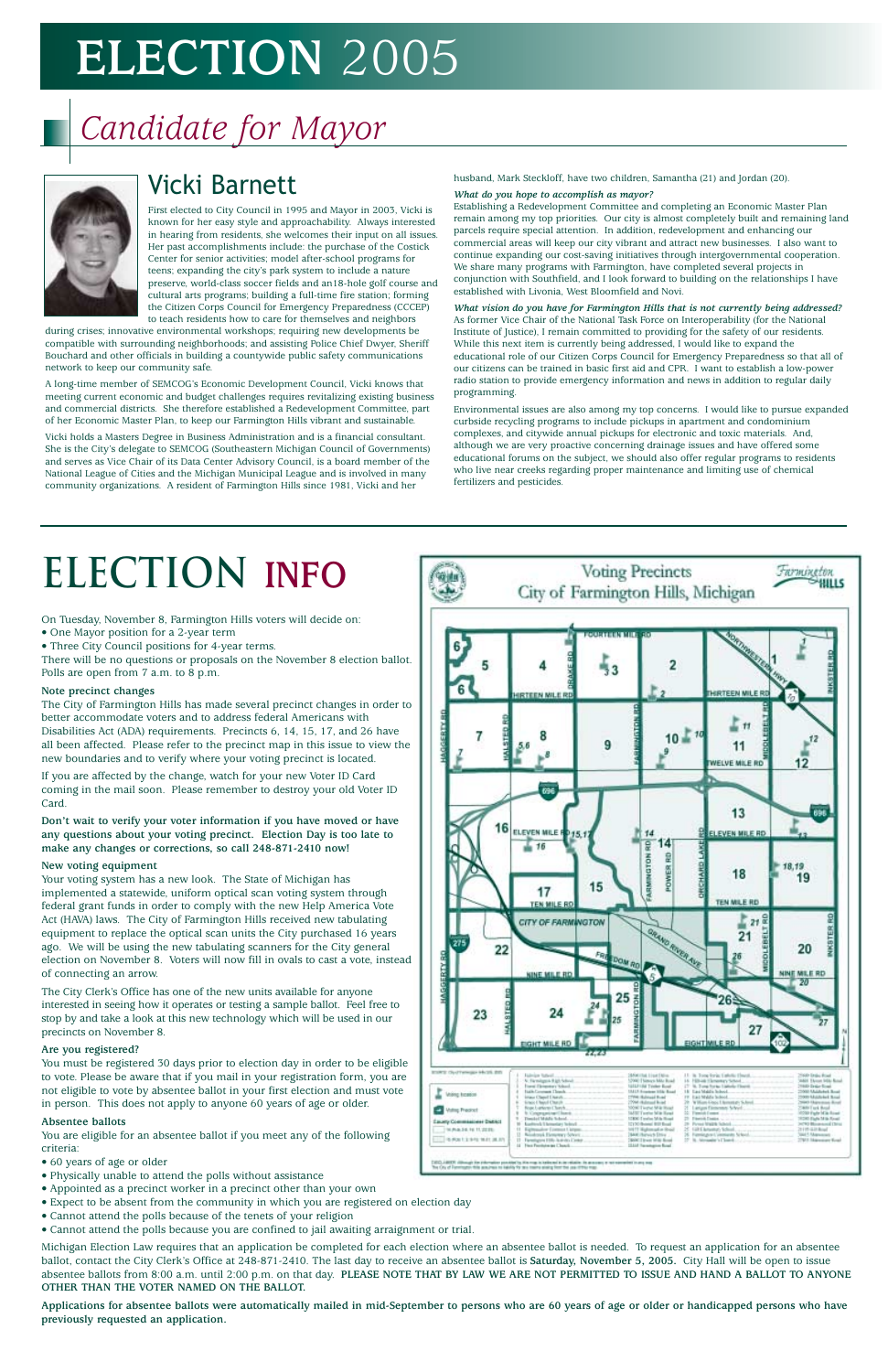# ELECTION 2005

## Candidate for Mayor

### Vicki Barnett

First elected to City Council in 1995 and Mayor in 2003, Vicki is known for her easy style and approachability. Always interested in hearing from residents, she welcomes their input on all issues. Her past accomplishments include: the purchase of the Costick Center for senior activities; model after-school programs for teens; expanding the city's park system to include a nature preserve, world-class soccer fields and an18-hole golf course and cultural arts programs; building a full-time fire station; forming the Citizen Corps Council for Emergency Preparedness (CCCEP) to teach residents how to care for themselves and neighbors during crises; innovative environmental workshops; requiring new developments be compatible with surrounding neighborhoods; and assisting Police Chief Dwyer, Sheriff Bouchard and other officials in building a countywide public safety communications network to keep our community safe.

A long-time member of SEMCOG's Economic Development Council, Vicki knows that meeting current economic and budget challenges requires revitalizing existing business and commercial districts. She therefore established a Redevelopment Committee, part of her Economic Master Plan, to keep our Farmington Hills vibrant and sustainable.

Vicki holds a Masters Degree in Business Administration and is a financial consultant. She is the City's delegate to SEMCOG (Southeastern Michigan Council of Governments) and serves as Vice Chair of its Data Center Advisory Council, is a board member of the National League of Cities and the Michigan Municipal League and is involved in many community organizations. A resident of Farmington Hills since 1981, Vicki and her husband, Mark Steckloff, have two children, Samantha (21) and Jordan (20).

***What do you hope to accomplish as mayor?***
Establishing a Redevelopment Committee and completing an Economic Master Plan remain among my top priorities. Our city is almost completely built and remaining land parcels require special attention. In addition, redevelopment and enhancing our commercial areas will keep our city vibrant and attract new businesses. I also want to continue expanding our cost-saving initiatives through intergovernmental cooperation. We share many programs with Farmington, have completed several projects in conjunction with Southfield, and I look forward to building on the relationships I have established with Livonia, West Bloomfield and Novi.

***What vision do you have for Farmington Hills that is not currently being addressed?***
As former Vice Chair of the National Task Force on Interoperability (for the National Institute of Justice), I remain committed to providing for the safety of our residents. While this next item is currently being addressed, I would like to expand the educational role of our Citizen Corps Council for Emergency Preparedness so that all of our citizens can be trained in basic first aid and CPR. I want to establish a low-power radio station to provide emergency information and news in addition to regular daily programming.

Environmental issues are also among my top concerns. I would like to pursue expanded curbside recycling programs to include pickups in apartment and condominium complexes, and citywide annual pickups for electronic and toxic materials. And, although we are very proactive concerning drainage issues and have offered some educational forums on the subject, we should also offer regular programs to residents who live near creeks regarding proper maintenance and limiting use of chemical fertilizers and pesticides.

# ELECTION INFO

On Tuesday, November 8, Farmington Hills voters will decide on:

- One Mayor position for a 2-year term
- Three City Council positions for 4-year terms.

There will be no questions or proposals on the November 8 election ballot. Polls are open from 7 a.m. to 8 p.m.

**Note precinct changes**

The City of Farmington Hills has made several precinct changes in order to better accommodate voters and to address federal Americans with Disabilities Act (ADA) requirements. Precincts 6, 14, 15, 17, and 26 have all been affected. Please refer to the precinct map in this issue to view the new boundaries and to verify where your voting precinct is located.

If you are affected by the change, watch for your new Voter ID Card coming in the mail soon. Please remember to destroy your old Voter ID Card.

**Don't wait to verify your voter information if you have moved or have any questions about your voting precinct. Election Day is too late to make any changes or corrections, so call 248-871-2410 now!**

**New voting equipment**

Your voting system has a new look. The State of Michigan has implemented a statewide, uniform optical scan voting system through federal grant funds in order to comply with the new Help America Vote Act (HAVA) laws. The City of Farmington Hills received new tabulating equipment to replace the optical scan units the City purchased 16 years ago. We will be using the new tabulating scanners for the City general election on November 8. Voters will now fill in ovals to cast a vote, instead of connecting an arrow.

The City Clerk's Office has one of the new units available for anyone interested in seeing how it operates or testing a sample ballot. Feel free to stop by and take a look at this new technology which will be used in our precincts on November 8.

**Are you registered?**

You must be registered 30 days prior to election day in order to be eligible to vote. Please be aware that if you mail in your registration form, you are not eligible to vote by absentee ballot in your first election and must vote in person. This does not apply to anyone 60 years of age or older.

**Absentee ballots**

You are eligible for an absentee ballot if you meet any of the following criteria:

- 60 years of age or older
- Physically unable to attend the polls without assistance
- Appointed as a precinct worker in a precinct other than your own
- Expect to be absent from the community in which you are registered on election day
- Cannot attend the polls because of the tenets of your religion
- Cannot attend the polls because you are confined to jail awaiting arraignment or trial.

Michigan Election Law requires that an application be completed for each election where an absentee ballot is needed. To request an application for an absentee ballot, contact the City Clerk's Office at 248-871-2410. The last day to receive an absentee ballot is **Saturday, November 5, 2005.** City Hall will be open to issue absentee ballots from 8:00 a.m. until 2:00 p.m. on that day. **PLEASE NOTE THAT BY LAW WE ARE NOT PERMITTED TO ISSUE AND HAND A BALLOT TO ANYONE OTHER THAN THE VOTER NAMED ON THE BALLOT.**

**Applications for absentee ballots were automatically mailed in mid-September to persons who are 60 years of age or older or handicapped persons who have previously requested an application.**

Voting Precincts
City of Farmington Hills, Michigan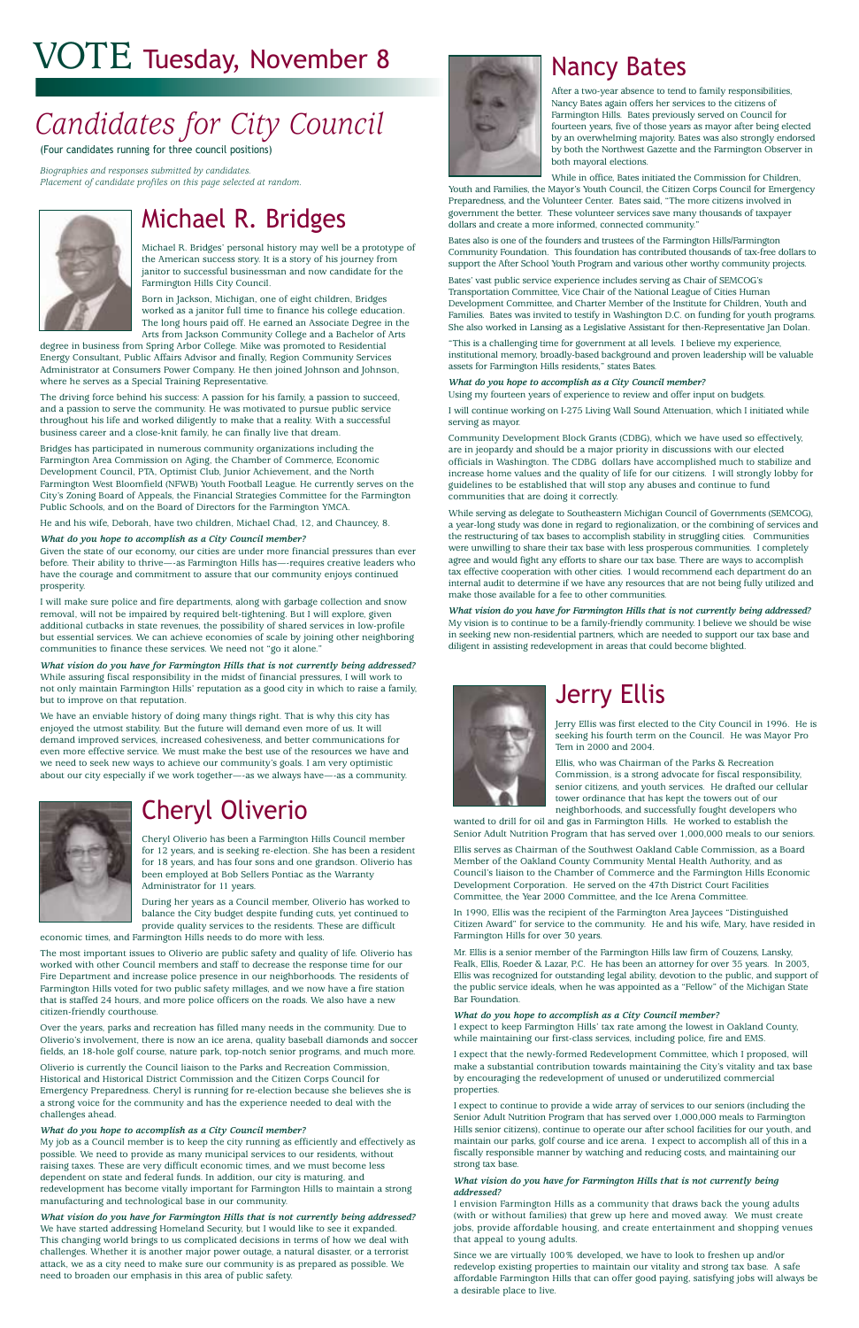# VOTE Tuesday, November 8

# *Candidates for City Council*

(Four candidates running for three council positions)

*Biographies and responses submitted by candidates.*
*Placement of candidate profiles on this page selected at random.*

## Michael R. Bridges

Michael R. Bridges' personal history may well be a prototype of the American success story. It is a story of his journey from janitor to successful businessman and now candidate for the Farmington Hills City Council.

Born in Jackson, Michigan, one of eight children, Bridges worked as a janitor full time to finance his college education. The long hours paid off. He earned an Associate Degree in the Arts from Jackson Community College and a Bachelor of Arts degree in business from Spring Arbor College. Mike was promoted to Residential Energy Consultant, Public Affairs Advisor and finally, Region Community Services Administrator at Consumers Power Company. He then joined Johnson and Johnson, where he serves as a Special Training Representative.

The driving force behind his success: A passion for his family, a passion to succeed, and a passion to serve the community. He was motivated to pursue public service throughout his life and worked diligently to make that a reality. With a successful business career and a close-knit family, he can finally live that dream.

Bridges has participated in numerous community organizations including the Farmington Area Commission on Aging, the Chamber of Commerce, Economic Development Council, PTA, Optimist Club, Junior Achievement, and the North Farmington West Bloomfield (NFWB) Youth Football League. He currently serves on the City's Zoning Board of Appeals, the Financial Strategies Committee for the Farmington Public Schools, and on the Board of Directors for the Farmington YMCA.

He and his wife, Deborah, have two children, Michael Chad, 12, and Chauncey, 8.

***What do you hope to accomplish as a City Council member?***

Given the state of our economy, our cities are under more financial pressures than ever before. Their ability to thrive—-as Farmington Hills has—-requires creative leaders who have the courage and commitment to assure that our community enjoys continued prosperity.

I will make sure police and fire departments, along with garbage collection and snow removal, will not be impaired by required belt-tightening. But I will explore, given additional cutbacks in state revenues, the possibility of shared services in low-profile but essential services. We can achieve economies of scale by joining other neighboring communities to finance these services. We need not "go it alone."

***What vision do you have for Farmington Hills that is not currently being addressed?***

While assuring fiscal responsibility in the midst of financial pressures, I will work to not only maintain Farmington Hills' reputation as a good city in which to raise a family, but to improve on that reputation.

We have an enviable history of doing many things right. That is why this city has enjoyed the utmost stability. But the future will demand even more of us. It will demand improved services, increased cohesiveness, and better communications for even more effective service. We must make the best use of the resources we have and we need to seek new ways to achieve our community's goals. I am very optimistic about our city especially if we work together—-as we always have—-as a community.

## Cheryl Oliverio

Cheryl Oliverio has been a Farmington Hills Council member for 12 years, and is seeking re-election. She has been a resident for 18 years, and has four sons and one grandson. Oliverio has been employed at Bob Sellers Pontiac as the Warranty Administrator for 11 years.

During her years as a Council member, Oliverio has worked to balance the City budget despite funding cuts, yet continued to provide quality services to the residents. These are difficult economic times, and Farmington Hills needs to do more with less.

The most important issues to Oliverio are public safety and quality of life. Oliverio has worked with other Council members and staff to decrease the response time for our Fire Department and increase police presence in our neighborhoods. The residents of Farmington Hills voted for two public safety millages, and we now have a fire station that is staffed 24 hours, and more police officers on the roads. We also have a new citizen-friendly courthouse.

Over the years, parks and recreation has filled many needs in the community. Due to Oliverio's involvement, there is now an ice arena, quality baseball diamonds and soccer fields, an 18-hole golf course, nature park, top-notch senior programs, and much more.

Oliverio is currently the Council liaison to the Parks and Recreation Commission, Historical and Historical District Commission and the Citizen Corps Council for Emergency Preparedness. Cheryl is running for re-election because she believes she is a strong voice for the community and has the experience needed to deal with the challenges ahead.

***What do you hope to accomplish as a City Council member?***

My job as a Council member is to keep the city running as efficiently and effectively as possible. We need to provide as many municipal services to our residents, without raising taxes. These are very difficult economic times, and we must become less dependent on state and federal funds. In addition, our city is maturing, and redevelopment has become vitally important for Farmington Hills to maintain a strong manufacturing and technological base in our community.

***What vision do you have for Farmington Hills that is not currently being addressed?***

We have started addressing Homeland Security, but I would like to see it expanded. This changing world brings to us complicated decisions in terms of how we deal with challenges. Whether it is another major power outage, a natural disaster, or a terrorist attack, we as a city need to make sure our community is as prepared as possible. We need to broaden our emphasis in this area of public safety.

## Nancy Bates

After a two-year absence to tend to family responsibilities, Nancy Bates again offers her services to the citizens of Farmington Hills. Bates previously served on Council for fourteen years, five of those years as mayor after being elected by an overwhelming majority. Bates was also strongly endorsed by both the Northwest Gazette and the Farmington Observer in both mayoral elections.

While in office, Bates initiated the Commission for Children, Youth and Families, the Mayor's Youth Council, the Citizen Corps Council for Emergency Preparedness, and the Volunteer Center. Bates said, "The more citizens involved in government the better. These volunteer services save many thousands of taxpayer dollars and create a more informed, connected community."

Bates also is one of the founders and trustees of the Farmington Hills/Farmington Community Foundation. This foundation has contributed thousands of tax-free dollars to support the After School Youth Program and various other worthy community projects.

Bates' vast public service experience includes serving as Chair of SEMCOG's Transportation Committee, Vice Chair of the National League of Cities Human Development Committee, and Charter Member of the Institute for Children, Youth and Families. Bates was invited to testify in Washington D.C. on funding for youth programs. She also worked in Lansing as a Legislative Assistant for then-Representative Jan Dolan.

"This is a challenging time for government at all levels. I believe my experience, institutional memory, broadly-based background and proven leadership will be valuable assets for Farmington Hills residents," states Bates.

***What do you hope to accomplish as a City Council member?***

Using my fourteen years of experience to review and offer input on budgets.

I will continue working on I-275 Living Wall Sound Attenuation, which I initiated while serving as mayor.

Community Development Block Grants (CDBG), which we have used so effectively, are in jeopardy and should be a major priority in discussions with our elected officials in Washington. The CDBG dollars have accomplished much to stabilize and increase home values and the quality of life for our citizens. I will strongly lobby for guidelines to be established that will stop any abuses and continue to fund communities that are doing it correctly.

While serving as delegate to Southeastern Michigan Council of Governments (SEMCOG), a year-long study was done in regard to regionalization, or the combining of services and the restructuring of tax bases to accomplish stability in struggling cities. Communities were unwilling to share their tax base with less prosperous communities. I completely agree and would fight any efforts to share our tax base. There are ways to accomplish tax effective cooperation with other cities. I would recommend each department do an internal audit to determine if we have any resources that are not being fully utilized and make those available for a fee to other communities.

***What vision do you have for Farmington Hills that is not currently being addressed?***

My vision is to continue to be a family-friendly community. I believe we should be wise in seeking new non-residential partners, which are needed to support our tax base and diligent in assisting redevelopment in areas that could become blighted.

## Jerry Ellis

Jerry Ellis was first elected to the City Council in 1996. He is seeking his fourth term on the Council. He was Mayor Pro Tem in 2000 and 2004.

Ellis, who was Chairman of the Parks & Recreation Commission, is a strong advocate for fiscal responsibility, senior citizens, and youth services. He drafted our cellular tower ordinance that has kept the towers out of our neighborhoods, and successfully fought developers who wanted to drill for oil and gas in Farmington Hills. He worked to establish the Senior Adult Nutrition Program that has served over 1,000,000 meals to our seniors.

Ellis serves as Chairman of the Southwest Oakland Cable Commission, as a Board Member of the Oakland County Community Mental Health Authority, and as Council's liaison to the Chamber of Commerce and the Farmington Hills Economic Development Corporation. He served on the 47th District Court Facilities Committee, the Year 2000 Committee, and the Ice Arena Committee.

In 1990, Ellis was the recipient of the Farmington Area Jaycees "Distinguished Citizen Award" for service to the community. He and his wife, Mary, have resided in Farmington Hills for over 30 years.

Mr. Ellis is a senior member of the Farmington Hills law firm of Couzens, Lansky, Fealk, Ellis, Roeder & Lazar, P.C. He has been an attorney for over 35 years. In 2003, Ellis was recognized for outstanding legal ability, devotion to the public, and support of the public service ideals, when he was appointed as a "Fellow" of the Michigan State Bar Foundation.

***What do you hope to accomplish as a City Council member?***

I expect to keep Farmington Hills' tax rate among the lowest in Oakland County, while maintaining our first-class services, including police, fire and EMS.

I expect that the newly-formed Redevelopment Committee, which I proposed, will make a substantial contribution towards maintaining the City's vitality and tax base by encouraging the redevelopment of unused or underutilized commercial properties.

I expect to continue to provide a wide array of services to our seniors (including the Senior Adult Nutrition Program that has served over 1,000,000 meals to Farmington Hills senior citizens), continue to operate our after school facilities for our youth, and maintain our parks, golf course and ice arena. I expect to accomplish all of this in a fiscally responsible manner by watching and reducing costs, and maintaining our strong tax base.

***What vision do you have for Farmington Hills that is not currently being addressed?***

I envision Farmington Hills as a community that draws back the young adults (with or without families) that grew up here and moved away. We must create jobs, provide affordable housing, and create entertainment and shopping venues that appeal to young adults.

Since we are virtually 100% developed, we have to look to freshen up and/or redevelop existing properties to maintain our vitality and strong tax base. A safe affordable Farmington Hills that can offer good paying, satisfying jobs will always be a desirable place to live.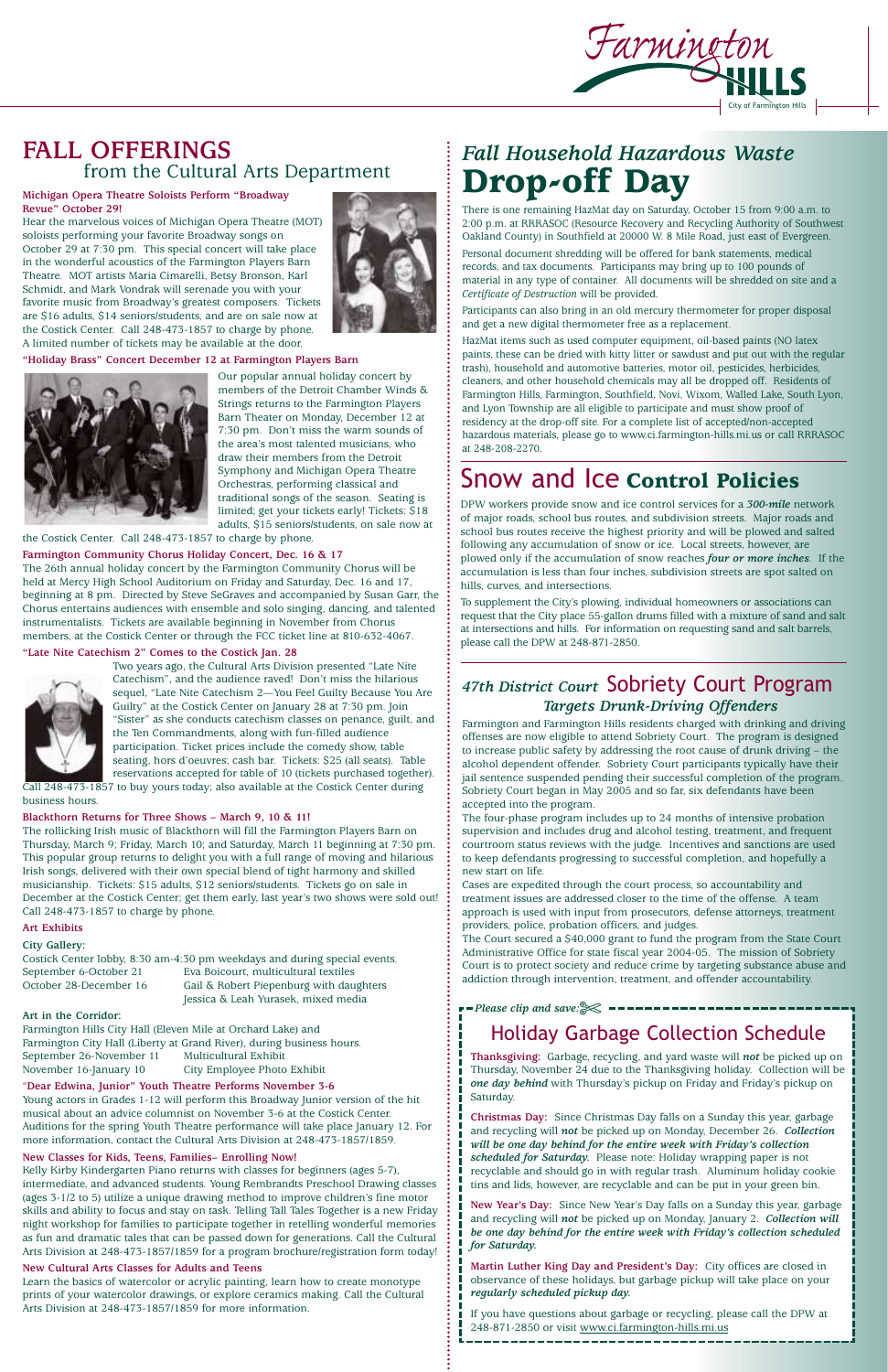# FALL OFFERINGS
## from the Cultural Arts Department

**Michigan Opera Theatre Soloists Perform "Broadway Revue" October 29!**

Hear the marvelous voices of Michigan Opera Theatre (MOT) soloists performing your favorite Broadway songs on October 29 at 7:30 pm. This special concert will take place in the wonderful acoustics of the Farmington Players Barn Theatre. MOT artists Maria Cimarelli, Betsy Bronson, Karl Schmidt, and Mark Vondrak will serenade you with your favorite music from Broadway's greatest composers. Tickets are $16 adults, $14 seniors/students, and are on sale now at the Costick Center. Call 248-473-1857 to charge by phone. A limited number of tickets may be available at the door.

**"Holiday Brass" Concert December 12 at Farmington Players Barn**

Our popular annual holiday concert by members of the Detroit Chamber Winds & Strings returns to the Farmington Players Barn Theater on Monday, December 12 at 7:30 pm. Don't miss the warm sounds of the area's most talented musicians, who draw their members from the Detroit Symphony and Michigan Opera Theatre Orchestras, performing classical and traditional songs of the season. Seating is limited; get your tickets early! Tickets: $18 adults, $15 seniors/students, on sale now at the Costick Center. Call 248-473-1857 to charge by phone.

**Farmington Community Chorus Holiday Concert, Dec. 16 & 17**

The 26th annual holiday concert by the Farmington Community Chorus will be held at Mercy High School Auditorium on Friday and Saturday, Dec. 16 and 17, beginning at 8 pm. Directed by Steve SeGraves and accompanied by Susan Garr, the Chorus entertains audiences with ensemble and solo singing, dancing, and talented instrumentalists. Tickets are available beginning in November from Chorus members, at the Costick Center or through the FCC ticket line at 810-632-4067.

**"Late Nite Catechism 2" Comes to the Costick Jan. 28**

Two years ago, the Cultural Arts Division presented "Late Nite Catechism", and the audience raved! Don't miss the hilarious sequel, "Late Nite Catechism 2—You Feel Guilty Because You Are Guilty" at the Costick Center on January 28 at 7:30 pm. Join "Sister" as she conducts catechism classes on penance, guilt, and the Ten Commandments, along with fun-filled audience participation. Ticket prices include the comedy show, table seating, hors d'oeuvres; cash bar. Tickets: $25 (all seats). Table reservations accepted for table of 10 (tickets purchased together). Call 248-473-1857 to buy yours today; also available at the Costick Center during business hours.

**Blackthorn Returns for Three Shows – March 9, 10 & 11!**

The rollicking Irish music of Blackthorn will fill the Farmington Players Barn on Thursday, March 9; Friday, March 10; and Saturday, March 11 beginning at 7:30 pm. This popular group returns to delight you with a full range of moving and hilarious Irish songs, delivered with their own special blend of tight harmony and skilled musicianship. Tickets: $15 adults, $12 seniors/students. Tickets go on sale in December at the Costick Center; get them early, last year's two shows were sold out! Call 248-473-1857 to charge by phone.

**Art Exhibits**

**City Gallery:**
Costick Center lobby, 8:30 am-4:30 pm weekdays and during special events.

| | |
|---|---|
| September 6-October 21 | Eva Boicourt, multicultural textiles |
| October 28-December 16 | Gail & Robert Piepenburg with daughters Jessica & Leah Yurasek, mixed media |

**Art in the Corridor:**
Farmington Hills City Hall (Eleven Mile at Orchard Lake) and Farmington City Hall (Liberty at Grand River), during business hours.

| | |
|---|---|
| September 26-November 11 | Multicultural Exhibit |
| November 16-January 10 | City Employee Photo Exhibit |

**"Dear Edwina, Junior" Youth Theatre Performs November 3-6**

Young actors in Grades 1-12 will perform this Broadway Junior version of the hit musical about an advice columnist on November 3-6 at the Costick Center. Auditions for the spring Youth Theatre performance will take place January 12. For more information, contact the Cultural Arts Division at 248-473-1857/1859.

**New Classes for Kids, Teens, Families– Enrolling Now!**

Kelly Kirby Kindergarten Piano returns with classes for beginners (ages 5-7), intermediate, and advanced students. Young Rembrandts Preschool Drawing classes (ages 3-1/2 to 5) utilize a unique drawing method to improve children's fine motor skills and ability to focus and stay on task. Telling Tall Tales Together is a new Friday night workshop for families to participate together in retelling wonderful memories as fun and dramatic tales that can be passed down for generations. Call the Cultural Arts Division at 248-473-1857/1859 for a program brochure/registration form today!

**New Cultural Arts Classes for Adults and Teens**

Learn the basics of watercolor or acrylic painting, learn how to create monotype prints of your watercolor drawings, or explore ceramics making. Call the Cultural Arts Division at 248-473-1857/1859 for more information.

# *Fall Household Hazardous Waste* Drop-off Day

There is one remaining HazMat day on Saturday, October 15 from 9:00 a.m. to 2:00 p.m. at RRRASOC (Resource Recovery and Recycling Authority of Southwest Oakland County) in Southfield at 20000 W. 8 Mile Road, just east of Evergreen.

Personal document shredding will be offered for bank statements, medical records, and tax documents. Participants may bring up to 100 pounds of material in any type of container. All documents will be shredded on site and a *Certificate of Destruction* will be provided.

Participants can also bring in an old mercury thermometer for proper disposal and get a new digital thermometer free as a replacement.

HazMat items such as used computer equipment, oil-based paints (NO latex paints, these can be dried with kitty litter or sawdust and put out with the regular trash), household and automotive batteries, motor oil, pesticides, herbicides, cleaners, and other household chemicals may all be dropped off. Residents of Farmington Hills, Farmington, Southfield, Novi, Wixom, Walled Lake, South Lyon, and Lyon Township are all eligible to participate and must show proof of residency at the drop-off site. For a complete list of accepted/non-accepted hazardous materials, please go to www.ci.farmington-hills.mi.us or call RRRASOC at 248-208-2270.

# Snow and Ice Control Policies

DPW workers provide snow and ice control services for a ***300-mile*** network of major roads, school bus routes, and subdivision streets. Major roads and school bus routes receive the highest priority and will be plowed and salted following any accumulation of snow or ice. Local streets, however, are plowed only if the accumulation of snow reaches ***four or more inches***. If the accumulation is less than four inches, subdivision streets are spot salted on hills, curves, and intersections.

To supplement the City's plowing, individual homeowners or associations can request that the City place 55-gallon drums filled with a mixture of sand and salt at intersections and hills. For information on requesting sand and salt barrels, please call the DPW at 248-871-2850.

# *47th District Court* Sobriety Court Program
## *Targets Drunk-Driving Offenders*

Farmington and Farmington Hills residents charged with drinking and driving offenses are now eligible to attend Sobriety Court. The program is designed to increase public safety by addressing the root cause of drunk driving – the alcohol dependent offender. Sobriety Court participants typically have their jail sentence suspended pending their successful completion of the program. Sobriety Court began in May 2005 and so far, six defendants have been accepted into the program.

The four-phase program includes up to 24 months of intensive probation supervision and includes drug and alcohol testing, treatment, and frequent courtroom status reviews with the judge. Incentives and sanctions are used to keep defendants progressing to successful completion, and hopefully a new start on life.

Cases are expedited through the court process, so accountability and treatment issues are addressed closer to the time of the offense. A team approach is used with input from prosecutors, defense attorneys, treatment providers, police, probation officers, and judges.

The Court secured a $40,000 grant to fund the program from the State Court Administrative Office for state fiscal year 2004-05. The mission of Sobriety Court is to protect society and reduce crime by targeting substance abuse and addiction through intervention, treatment, and offender accountability.

*Please clip and save:*

# Holiday Garbage Collection Schedule

**Thanksgiving:** Garbage, recycling, and yard waste will ***not*** be picked up on Thursday, November 24 due to the Thanksgiving holiday. Collection will be ***one day behind*** with Thursday's pickup on Friday and Friday's pickup on Saturday.

**Christmas Day:** Since Christmas Day falls on a Sunday this year, garbage and recycling will ***not*** be picked up on Monday, December 26. ***Collection will be one day behind for the entire week with Friday's collection scheduled for Saturday.*** Please note: Holiday wrapping paper is not recyclable and should go in with regular trash. Aluminum holiday cookie tins and lids, however, are recyclable and can be put in your green bin.

**New Year's Day:** Since New Year's Day falls on a Sunday this year, garbage and recycling will ***not*** be picked up on Monday, January 2. ***Collection will be one day behind for the entire week with Friday's collection scheduled for Saturday.***

**Martin Luther King Day and President's Day:** City offices are closed in observance of these holidays, but garbage pickup will take place on your ***regularly scheduled pickup day.***

If you have questions about garbage or recycling, please call the DPW at 248-871-2850 or visit www.ci.farmington-hills.mi.us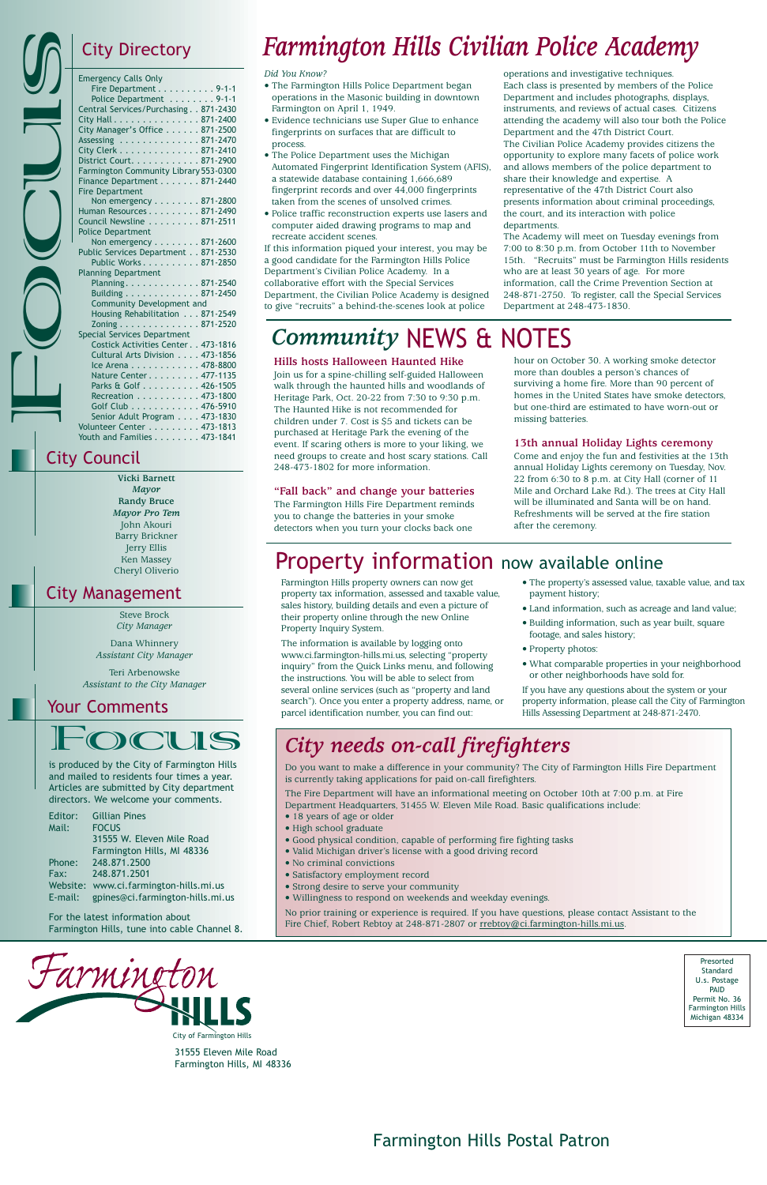# FOCUS

## City Directory

Emergency Calls Only

| | |
|---|---|
| Fire Department | 9-1-1 |
| Police Department | 9-1-1 |
| Central Services/Purchasing | 871-2430 |
| City Hall | 871-2400 |
| City Manager's Office | 871-2500 |
| Assessing | 871-2470 |
| City Clerk | 871-2410 |
| District Court | 871-2900 |
| Farmington Community Library | 553-0300 |
| Finance Department | 871-2440 |
| Fire Department | |
| Non emergency | 871-2800 |
| Human Resources | 871-2490 |
| Council Newsline | 871-2511 |
| Police Department | |
| Non emergency | 871-2600 |
| Public Services Department | 871-2530 |
| Public Works | 871-2850 |
| Planning Department | |
| Planning | 871-2540 |
| Building | 871-2450 |
| Community Development and Housing Rehabilitation | 871-2549 |
| Zoning | 871-2520 |
| Special Services Department | |
| Costick Activities Center | 473-1816 |
| Cultural Arts Division | 473-1856 |
| Ice Arena | 478-8800 |
| Nature Center | 477-1135 |
| Parks & Golf | 426-1505 |
| Recreation | 473-1800 |
| Golf Club | 476-5910 |
| Senior Adult Program | 473-1830 |
| Volunteer Center | 473-1813 |
| Youth and Families | 473-1841 |

## City Council

**Vicki Barnett**
***Mayor***
**Randy Bruce**
***Mayor Pro Tem***
John Akouri
Barry Brickner
Jerry Ellis
Ken Massey
Cheryl Oliverio

## City Management

Steve Brock
*City Manager*

Dana Whinnery
*Assistant City Manager*

Teri Arbenowske
*Assistant to the City Manager*

## Your Comments

FOCUS is produced by the City of Farmington Hills and mailed to residents four times a year. Articles are submitted by City department directors. We welcome your comments.

Editor: Gillian Pines
Mail: FOCUS
31555 W. Eleven Mile Road
Farmington Hills, MI 48336
Phone: 248.871.2500
Fax: 248.871.2501
Website: www.ci.farmington-hills.mi.us
E-mail: gpines@ci.farmington-hills.mi.us

For the latest information about Farmington Hills, tune into cable Channel 8.

# *Farmington Hills Civilian Police Academy*

*Did You Know?*

- The Farmington Hills Police Department began operations in the Masonic building in downtown Farmington on April 1, 1949.
- Evidence technicians use Super Glue to enhance fingerprints on surfaces that are difficult to process.
- The Police Department uses the Michigan Automated Fingerprint Identification System (AFIS), a statewide database containing 1,666,689 fingerprint records and over 44,000 fingerprints taken from the scenes of unsolved crimes.
- Police traffic reconstruction experts use lasers and computer aided drawing programs to map and recreate accident scenes.

If this information piqued your interest, you may be a good candidate for the Farmington Hills Police Department's Civilian Police Academy. In a collaborative effort with the Special Services Department, the Civilian Police Academy is designed to give "recruits" a behind-the-scenes look at police operations and investigative techniques. Each class is presented by members of the Police Department and includes photographs, displays, instruments, and reviews of actual cases. Citizens attending the academy will also tour both the Police Department and the 47th District Court.

The Civilian Police Academy provides citizens the opportunity to explore many facets of police work and allows members of the police department to share their knowledge and expertise. A representative of the 47th District Court also presents information about criminal proceedings, the court, and its interaction with police departments.

The Academy will meet on Tuesday evenings from 7:00 to 8:30 p.m. from October 11th to November 15th. "Recruits" must be Farmington Hills residents who are at least 30 years of age. For more information, call the Crime Prevention Section at 248-871-2750. To register, call the Special Services Department at 248-473-1830.

# *Community* NEWS & NOTES

### Hills hosts Halloween Haunted Hike

Join us for a spine-chilling self-guided Halloween walk through the haunted hills and woodlands of Heritage Park, Oct. 20-22 from 7:30 to 9:30 p.m. The Haunted Hike is not recommended for children under 7. Cost is $5 and tickets can be purchased at Heritage Park the evening of the event. If scaring others is more to your liking, we need groups to create and host scary stations. Call 248-473-1802 for more information.

### "Fall back" and change your batteries

The Farmington Hills Fire Department reminds you to change the batteries in your smoke detectors when you turn your clocks back one hour on October 30. A working smoke detector more than doubles a person's chances of surviving a home fire. More than 90 percent of homes in the United States have smoke detectors, but one-third are estimated to have worn-out or missing batteries.

### 13th annual Holiday Lights ceremony

Come and enjoy the fun and festivities at the 13th annual Holiday Lights ceremony on Tuesday, Nov. 22 from 6:30 to 8 p.m. at City Hall (corner of 11 Mile and Orchard Lake Rd.). The trees at City Hall will be illuminated and Santa will be on hand. Refreshments will be served at the fire station after the ceremony.

# Property information now available online

Farmington Hills property owners can now get property tax information, assessed and taxable value, sales history, building details and even a picture of their property online through the new Online Property Inquiry System.

The information is available by logging onto www.ci.farmington-hills.mi.us, selecting "property inquiry" from the Quick Links menu, and following the instructions. You will be able to select from several online services (such as "property and land search"). Once you enter a property address, name, or parcel identification number, you can find out:

- The property's assessed value, taxable value, and tax payment history;
- Land information, such as acreage and land value;
- Building information, such as year built, square footage, and sales history;
- Property photos;
- What comparable properties in your neighborhood or other neighborhoods have sold for.

If you have any questions about the system or your property information, please call the City of Farmington Hills Assessing Department at 248-871-2470.

# *City needs on-call firefighters*

Do you want to make a difference in your community? The City of Farmington Hills Fire Department is currently taking applications for paid on-call firefighters.

The Fire Department will have an informational meeting on October 10th at 7:00 p.m. at Fire Department Headquarters, 31455 W. Eleven Mile Road. Basic qualifications include:

- 18 years of age or older
- High school graduate
- Good physical condition, capable of performing fire fighting tasks
- Valid Michigan driver's license with a good driving record
- No criminal convictions
- Satisfactory employment record
- Strong desire to serve your community
- Willingness to respond on weekends and weekday evenings.

No prior training or experience is required. If you have questions, please contact Assistant to the Fire Chief, Robert Rebtoy at 248-871-2807 or rrebtoy@ci.farmington-hills.mi.us.

Farmington HILLS
City of Farmington Hills
31555 Eleven Mile Road
Farmington Hills, MI 48336

Presorted Standard U.s. Postage PAID Permit No. 36 Farmington Hills Michigan 48334

Farmington Hills Postal Patron